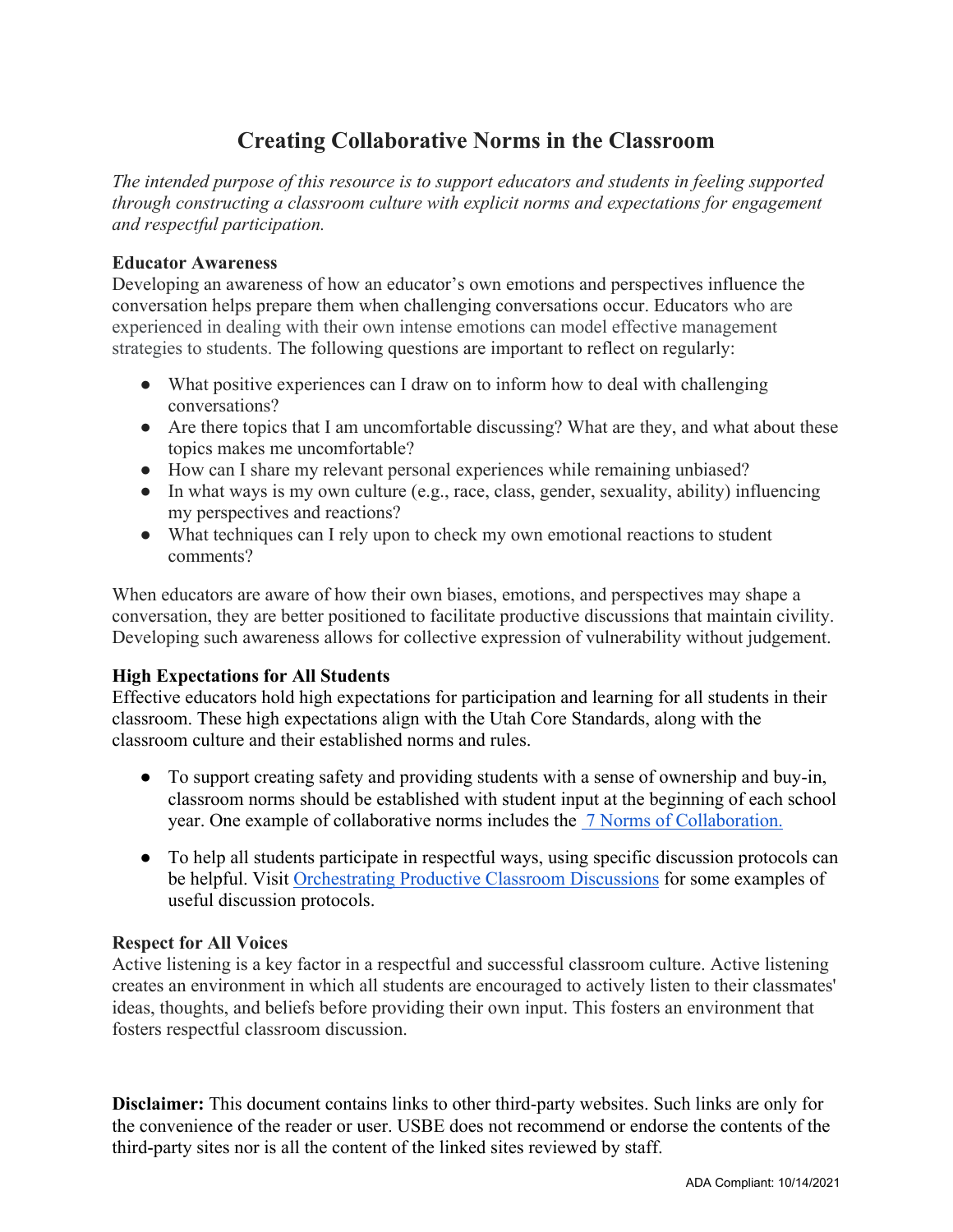# Creating Collaborative Norms in the Classroom

*The intended purpose of this resource is to support educators and students in feeling supported through constructing a classroom culture with explicit norms and expectations for engagement and respectful participation.*

**Educator Awareness**

Developing an awareness of how an educator's own emotions and perspectives influence the conversation helps prepare them when challenging conversations occur. Educators who are experienced in dealing with their own intense emotions can model effective management strategies to students. The following questions are important to reflect on regularly:

- What positive experiences can I draw on to inform how to deal with challenging conversations?
- Are there topics that I am uncomfortable discussing? What are they, and what about these topics makes me uncomfortable?
- How can I share my relevant personal experiences while remaining unbiased?
- In what ways is my own culture (e.g., race, class, gender, sexuality, ability) influencing my perspectives and reactions?
- What techniques can I rely upon to check my own emotional reactions to student comments?

When educators are aware of how their own biases, emotions, and perspectives may shape a conversation, they are better positioned to facilitate productive discussions that maintain civility. Developing such awareness allows for collective expression of vulnerability without judgement.

**High Expectations for All Students**

Effective educators hold high expectations for participation and learning for all students in their classroom. These high expectations align with the Utah Core Standards, along with the classroom culture and their established norms and rules.

- To support creating safety and providing students with a sense of ownership and buy-in, classroom norms should be established with student input at the beginning of each school year. One example of collaborative norms includes the 7 Norms of Collaboration.
- To help all students participate in respectful ways, using specific discussion protocols can be helpful. Visit Orchestrating Productive Classroom Discussions for some examples of useful discussion protocols.

**Respect for All Voices**

Active listening is a key factor in a respectful and successful classroom culture. Active listening creates an environment in which all students are encouraged to actively listen to their classmates' ideas, thoughts, and beliefs before providing their own input. This fosters an environment that fosters respectful classroom discussion.

**Disclaimer:** This document contains links to other third-party websites. Such links are only for the convenience of the reader or user. USBE does not recommend or endorse the contents of the third-party sites nor is all the content of the linked sites reviewed by staff.

ADA Compliant: 10/14/2021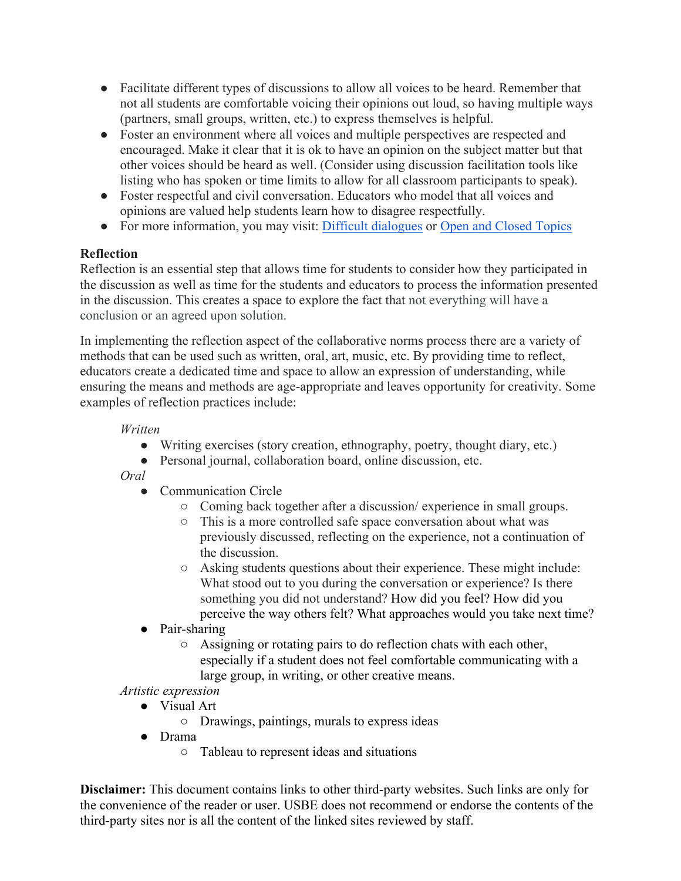- Facilitate different types of discussions to allow all voices to be heard. Remember that not all students are comfortable voicing their opinions out loud, so having multiple ways (partners, small groups, written, etc.) to express themselves is helpful.
- Foster an environment where all voices and multiple perspectives are respected and encouraged. Make it clear that it is ok to have an opinion on the subject matter but that other voices should be heard as well. (Consider using discussion facilitation tools like listing who has spoken or time limits to allow for all classroom participants to speak).
- Foster respectful and civil conversation. Educators who model that all voices and opinions are valued help students learn how to disagree respectfully.
- For more information, you may visit: Difficult dialogues or Open and Closed Topics

**Reflection**

Reflection is an essential step that allows time for students to consider how they participated in the discussion as well as time for the students and educators to process the information presented in the discussion. This creates a space to explore the fact that not everything will have a conclusion or an agreed upon solution.

In implementing the reflection aspect of the collaborative norms process there are a variety of methods that can be used such as written, oral, art, music, etc. By providing time to reflect, educators create a dedicated time and space to allow an expression of understanding, while ensuring the means and methods are age-appropriate and leaves opportunity for creativity. Some examples of reflection practices include:

*Written*

- Writing exercises (story creation, ethnography, poetry, thought diary, etc.)
- Personal journal, collaboration board, online discussion, etc.

*Oral*

- Communication Circle
  - Coming back together after a discussion/ experience in small groups.
  - This is a more controlled safe space conversation about what was previously discussed, reflecting on the experience, not a continuation of the discussion.
  - Asking students questions about their experience. These might include: What stood out to you during the conversation or experience? Is there something you did not understand? How did you feel? How did you perceive the way others felt? What approaches would you take next time?
- Pair-sharing
  - Assigning or rotating pairs to do reflection chats with each other, especially if a student does not feel comfortable communicating with a large group, in writing, or other creative means.

*Artistic expression*

- Visual Art
  - Drawings, paintings, murals to express ideas
- Drama
  - Tableau to represent ideas and situations

**Disclaimer:** This document contains links to other third-party websites. Such links are only for the convenience of the reader or user. USBE does not recommend or endorse the contents of the third-party sites nor is all the content of the linked sites reviewed by staff.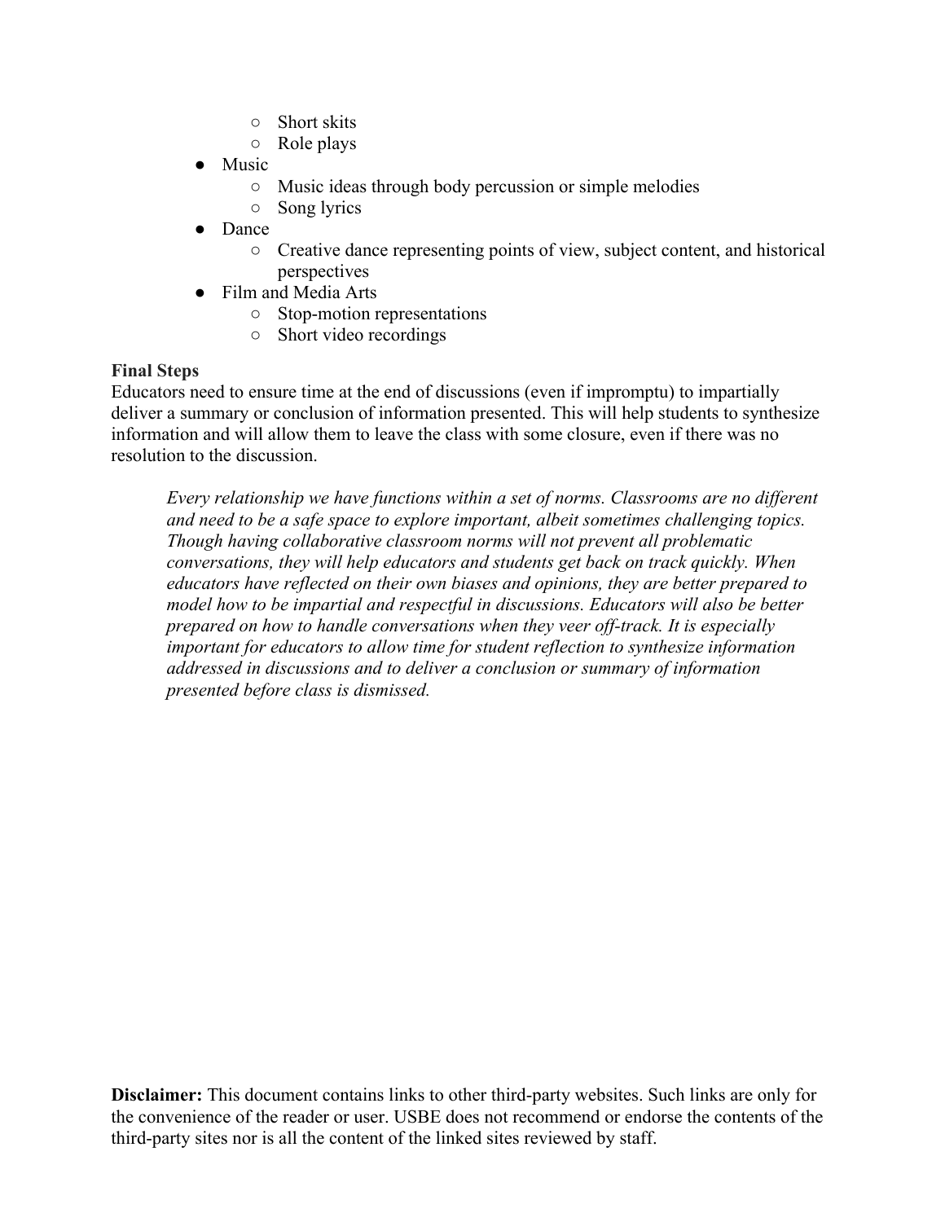- Short skits
    - Role plays
- Music
    - Music ideas through body percussion or simple melodies
    - Song lyrics
- Dance
    - Creative dance representing points of view, subject content, and historical perspectives
- Film and Media Arts
    - Stop-motion representations
    - Short video recordings

**Final Steps**

Educators need to ensure time at the end of discussions (even if impromptu) to impartially deliver a summary or conclusion of information presented. This will help students to synthesize information and will allow them to leave the class with some closure, even if there was no resolution to the discussion.

> *Every relationship we have functions within a set of norms. Classrooms are no different and need to be a safe space to explore important, albeit sometimes challenging topics. Though having collaborative classroom norms will not prevent all problematic conversations, they will help educators and students get back on track quickly. When educators have reflected on their own biases and opinions, they are better prepared to model how to be impartial and respectful in discussions. Educators will also be better prepared on how to handle conversations when they veer off-track. It is especially important for educators to allow time for student reflection to synthesize information addressed in discussions and to deliver a conclusion or summary of information presented before class is dismissed.*

**Disclaimer:** This document contains links to other third-party websites. Such links are only for the convenience of the reader or user. USBE does not recommend or endorse the contents of the third-party sites nor is all the content of the linked sites reviewed by staff.